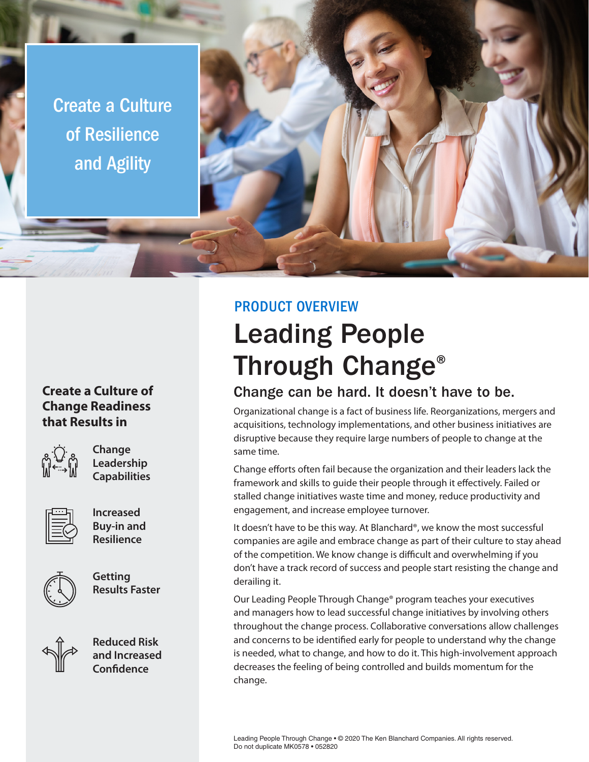Create a Culture of Resilience and Agility

**Create a Culture of Change Readiness that Results in**

- **Change Leadership Capabilities**
- **Increased Buy-in and Resilience**
- **Getting Results Faster**
- **Reduced Risk and Increased Confidence**

PRODUCT OVERVIEW

# Leading People Through Change®

## Change can be hard. It doesn't have to be.

Organizational change is a fact of business life. Reorganizations, mergers and acquisitions, technology implementations, and other business initiatives are disruptive because they require large numbers of people to change at the same time.

Change efforts often fail because the organization and their leaders lack the framework and skills to guide their people through it effectively. Failed or stalled change initiatives waste time and money, reduce productivity and engagement, and increase employee turnover.

It doesn't have to be this way. At Blanchard®, we know the most successful companies are agile and embrace change as part of their culture to stay ahead of the competition. We know change is difficult and overwhelming if you don't have a track record of success and people start resisting the change and derailing it.

Our Leading People Through Change® program teaches your executives and managers how to lead successful change initiatives by involving others throughout the change process. Collaborative conversations allow challenges and concerns to be identified early for people to understand why the change is needed, what to change, and how to do it. This high-involvement approach decreases the feeling of being controlled and builds momentum for the change.

Leading People Through Change • © 2020 The Ken Blanchard Companies. All rights reserved.
Do not duplicate MK0578 • 052820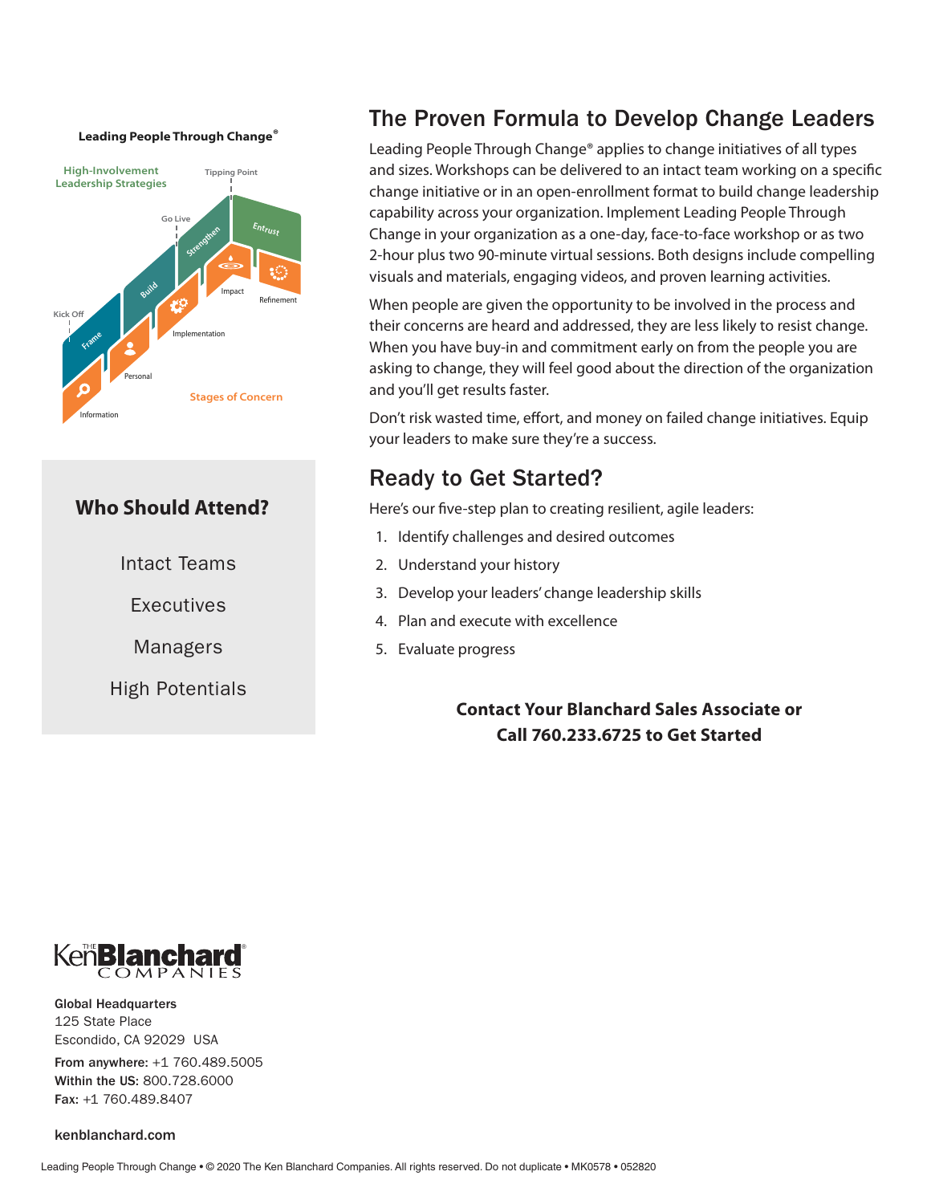**Leading People Through Change®**

High-Involvement Leadership Strategies

Tipping Point

Go Live

Kick Off

Frame

Build

Strengthen

Entrust

Information

Personal

Implementation

Impact

Refinement

Stages of Concern

## Who Should Attend?

Intact Teams

Executives

Managers

High Potentials

## The Proven Formula to Develop Change Leaders

Leading People Through Change® applies to change initiatives of all types and sizes. Workshops can be delivered to an intact team working on a specific change initiative or in an open-enrollment format to build change leadership capability across your organization. Implement Leading People Through Change in your organization as a one-day, face-to-face workshop or as two 2-hour plus two 90-minute virtual sessions. Both designs include compelling visuals and materials, engaging videos, and proven learning activities.

When people are given the opportunity to be involved in the process and their concerns are heard and addressed, they are less likely to resist change. When you have buy-in and commitment early on from the people you are asking to change, they will feel good about the direction of the organization and you'll get results faster.

Don't risk wasted time, effort, and money on failed change initiatives. Equip your leaders to make sure they're a success.

## Ready to Get Started?

Here's our five-step plan to creating resilient, agile leaders:

1. Identify challenges and desired outcomes
2. Understand your history
3. Develop your leaders' change leadership skills
4. Plan and execute with excellence
5. Evaluate progress

**Contact Your Blanchard Sales Associate or Call 760.233.6725 to Get Started**

The Ken Blanchard Companies®

**Global Headquarters**
125 State Place
Escondido, CA 92029 USA

**From anywhere:** +1 760.489.5005
**Within the US:** 800.728.6000
**Fax:** +1 760.489.8407

**kenblanchard.com**

Leading People Through Change • © 2020 The Ken Blanchard Companies. All rights reserved. Do not duplicate • MK0578 • 052820